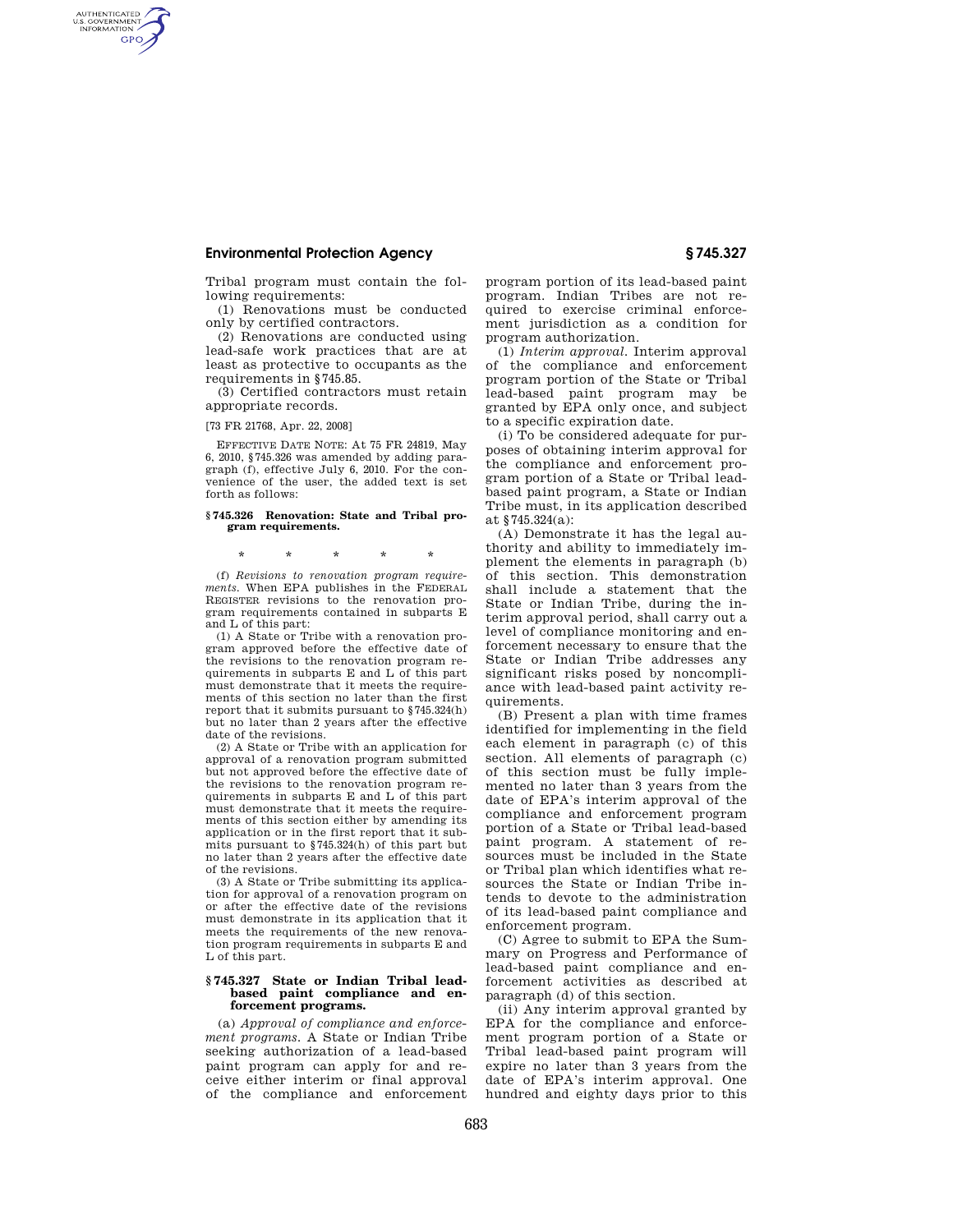Tribal program must contain the following requirements:

(1) Renovations must be conducted only by certified contractors.

(2) Renovations are conducted using lead-safe work practices that are at least as protective to occupants as the requirements in §745.85.

(3) Certified contractors must retain appropriate records.

[73 FR 21768, Apr. 22, 2008]

EFFECTIVE DATE NOTE: At 75 FR 24819, May 6, 2010, §745.326 was amended by adding paragraph (f), effective July 6, 2010. For the convenience of the user, the added text is set forth as follows:

**§745.326 Renovation: State and Tribal program requirements.**

\* \* \* \* \*

(f) *Revisions to renovation program requirements.* When EPA publishes in the FEDERAL REGISTER revisions to the renovation program requirements contained in subparts E and L of this part:

(1) A State or Tribe with a renovation program approved before the effective date of the revisions to the renovation program requirements in subparts E and L of this part must demonstrate that it meets the requirements of this section no later than the first report that it submits pursuant to §745.324(h) but no later than 2 years after the effective date of the revisions.

(2) A State or Tribe with an application for approval of a renovation program submitted but not approved before the effective date of the revisions to the renovation program requirements in subparts E and L of this part must demonstrate that it meets the requirements of this section either by amending its application or in the first report that it submits pursuant to §745.324(h) of this part but no later than 2 years after the effective date of the revisions.

(3) A State or Tribe submitting its application for approval of a renovation program on or after the effective date of the revisions must demonstrate in its application that it meets the requirements of the new renovation program requirements in subparts E and L of this part.

## §745.327 State or Indian Tribal lead-based paint compliance and enforcement programs.

(a) *Approval of compliance and enforcement programs.* A State or Indian Tribe seeking authorization of a lead-based paint program can apply for and receive either interim or final approval of the compliance and enforcement program portion of its lead-based paint program. Indian Tribes are not required to exercise criminal enforcement jurisdiction as a condition for program authorization.

(1) *Interim approval.* Interim approval of the compliance and enforcement program portion of the State or Tribal lead-based paint program may be granted by EPA only once, and subject to a specific expiration date.

(i) To be considered adequate for purposes of obtaining interim approval for the compliance and enforcement program portion of a State or Tribal lead-based paint program, a State or Indian Tribe must, in its application described at §745.324(a):

(A) Demonstrate it has the legal authority and ability to immediately implement the elements in paragraph (b) of this section. This demonstration shall include a statement that the State or Indian Tribe, during the interim approval period, shall carry out a level of compliance monitoring and enforcement necessary to ensure that the State or Indian Tribe addresses any significant risks posed by noncompliance with lead-based paint activity requirements.

(B) Present a plan with time frames identified for implementing in the field each element in paragraph (c) of this section. All elements of paragraph (c) of this section must be fully implemented no later than 3 years from the date of EPA's interim approval of the compliance and enforcement program portion of a State or Tribal lead-based paint program. A statement of resources must be included in the State or Tribal plan which identifies what resources the State or Indian Tribe intends to devote to the administration of its lead-based paint compliance and enforcement program.

(C) Agree to submit to EPA the Summary on Progress and Performance of lead-based paint compliance and enforcement activities as described at paragraph (d) of this section.

(ii) Any interim approval granted by EPA for the compliance and enforcement program portion of a State or Tribal lead-based paint program will expire no later than 3 years from the date of EPA's interim approval. One hundred and eighty days prior to this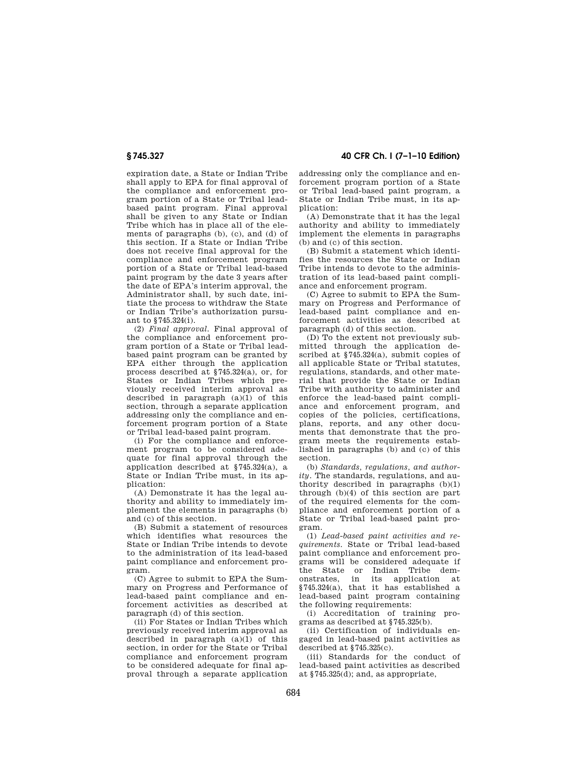expiration date, a State or Indian Tribe shall apply to EPA for final approval of the compliance and enforcement program portion of a State or Tribal lead-based paint program. Final approval shall be given to any State or Indian Tribe which has in place all of the elements of paragraphs (b), (c), and (d) of this section. If a State or Indian Tribe does not receive final approval for the compliance and enforcement program portion of a State or Tribal lead-based paint program by the date 3 years after the date of EPA's interim approval, the Administrator shall, by such date, initiate the process to withdraw the State or Indian Tribe's authorization pursuant to §745.324(i).

(2) *Final approval.* Final approval of the compliance and enforcement program portion of a State or Tribal lead-based paint program can be granted by EPA either through the application process described at §745.324(a), or, for States or Indian Tribes which previously received interim approval as described in paragraph (a)(1) of this section, through a separate application addressing only the compliance and enforcement program portion of a State or Tribal lead-based paint program.

(i) For the compliance and enforcement program to be considered adequate for final approval through the application described at §745.324(a), a State or Indian Tribe must, in its application:

(A) Demonstrate it has the legal authority and ability to immediately implement the elements in paragraphs (b) and (c) of this section.

(B) Submit a statement of resources which identifies what resources the State or Indian Tribe intends to devote to the administration of its lead-based paint compliance and enforcement program.

(C) Agree to submit to EPA the Summary on Progress and Performance of lead-based paint compliance and enforcement activities as described at paragraph (d) of this section.

(ii) For States or Indian Tribes which previously received interim approval as described in paragraph (a)(1) of this section, in order for the State or Tribal compliance and enforcement program to be considered adequate for final approval through a separate application addressing only the compliance and enforcement program portion of a State or Tribal lead-based paint program, a State or Indian Tribe must, in its application:

(A) Demonstrate that it has the legal authority and ability to immediately implement the elements in paragraphs (b) and (c) of this section.

(B) Submit a statement which identifies the resources the State or Indian Tribe intends to devote to the administration of its lead-based paint compliance and enforcement program.

(C) Agree to submit to EPA the Summary on Progress and Performance of lead-based paint compliance and enforcement activities as described at paragraph (d) of this section.

(D) To the extent not previously submitted through the application described at §745.324(a), submit copies of all applicable State or Tribal statutes, regulations, standards, and other material that provide the State or Indian Tribe with authority to administer and enforce the lead-based paint compliance and enforcement program, and copies of the policies, certifications, plans, reports, and any other documents that demonstrate that the program meets the requirements established in paragraphs (b) and (c) of this section.

(b) *Standards, regulations, and authority.* The standards, regulations, and authority described in paragraphs (b)(1) through (b)(4) of this section are part of the required elements for the compliance and enforcement portion of a State or Tribal lead-based paint program.

(1) *Lead-based paint activities and requirements.* State or Tribal lead-based paint compliance and enforcement programs will be considered adequate if the State or Indian Tribe demonstrates, in its application at §745.324(a), that it has established a lead-based paint program containing the following requirements:

(i) Accreditation of training programs as described at §745.325(b).

(ii) Certification of individuals engaged in lead-based paint activities as described at §745.325(c).

(iii) Standards for the conduct of lead-based paint activities as described at §745.325(d); and, as appropriate,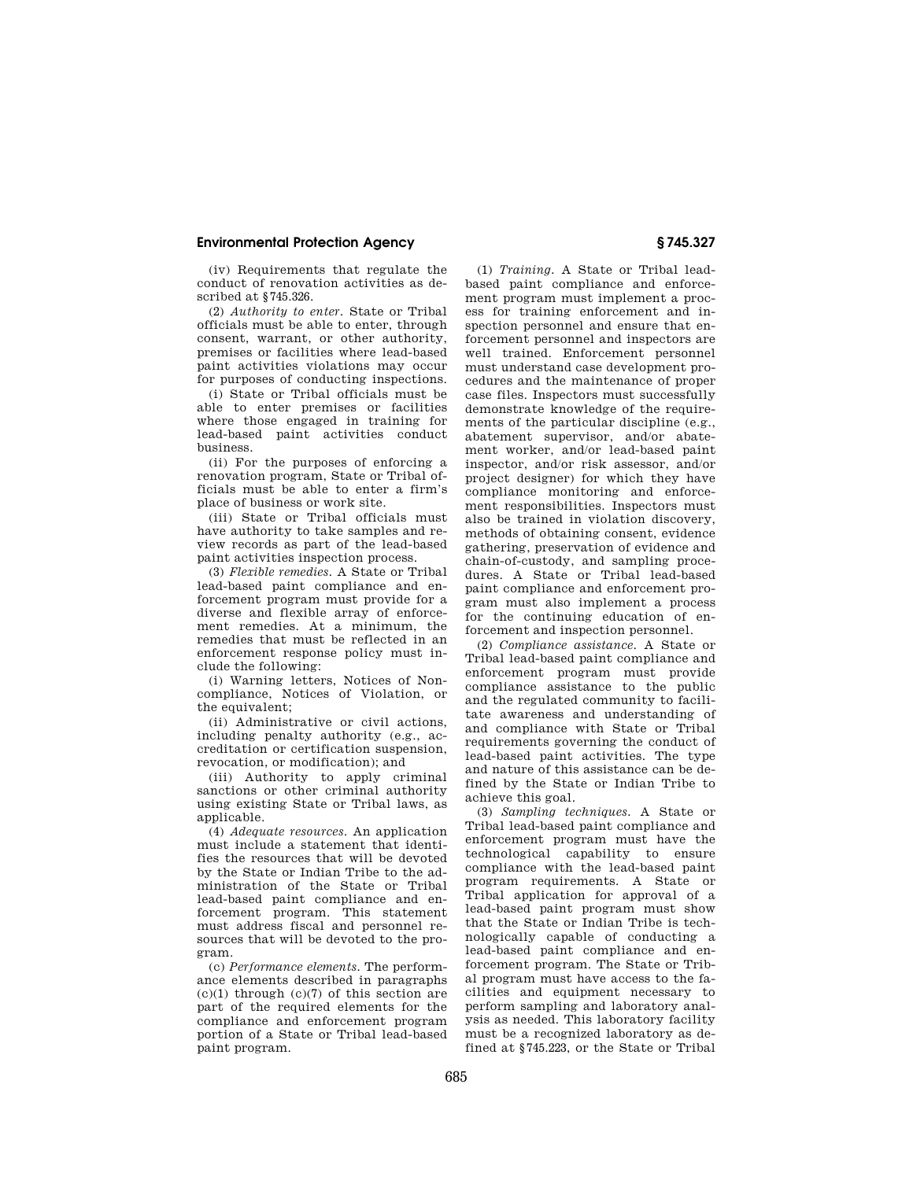(iv) Requirements that regulate the conduct of renovation activities as described at §745.326.

(2) *Authority to enter.* State or Tribal officials must be able to enter, through consent, warrant, or other authority, premises or facilities where lead-based paint activities violations may occur for purposes of conducting inspections.

(i) State or Tribal officials must be able to enter premises or facilities where those engaged in training for lead-based paint activities conduct business.

(ii) For the purposes of enforcing a renovation program, State or Tribal officials must be able to enter a firm's place of business or work site.

(iii) State or Tribal officials must have authority to take samples and review records as part of the lead-based paint activities inspection process.

(3) *Flexible remedies.* A State or Tribal lead-based paint compliance and enforcement program must provide for a diverse and flexible array of enforcement remedies. At a minimum, the remedies that must be reflected in an enforcement response policy must include the following:

(i) Warning letters, Notices of Noncompliance, Notices of Violation, or the equivalent;

(ii) Administrative or civil actions, including penalty authority (e.g., accreditation or certification suspension, revocation, or modification); and

(iii) Authority to apply criminal sanctions or other criminal authority using existing State or Tribal laws, as applicable.

(4) *Adequate resources.* An application must include a statement that identifies the resources that will be devoted by the State or Indian Tribe to the administration of the State or Tribal lead-based paint compliance and enforcement program. This statement must address fiscal and personnel resources that will be devoted to the program.

(c) *Performance elements.* The performance elements described in paragraphs (c)(1) through (c)(7) of this section are part of the required elements for the compliance and enforcement program portion of a State or Tribal lead-based paint program.

(1) *Training.* A State or Tribal lead-based paint compliance and enforcement program must implement a process for training enforcement and inspection personnel and ensure that enforcement personnel and inspectors are well trained. Enforcement personnel must understand case development procedures and the maintenance of proper case files. Inspectors must successfully demonstrate knowledge of the requirements of the particular discipline (e.g., abatement supervisor, and/or abatement worker, and/or lead-based paint inspector, and/or risk assessor, and/or project designer) for which they have compliance monitoring and enforcement responsibilities. Inspectors must also be trained in violation discovery, methods of obtaining consent, evidence gathering, preservation of evidence and chain-of-custody, and sampling procedures. A State or Tribal lead-based paint compliance and enforcement program must also implement a process for the continuing education of enforcement and inspection personnel.

(2) *Compliance assistance.* A State or Tribal lead-based paint compliance and enforcement program must provide compliance assistance to the public and the regulated community to facilitate awareness and understanding of and compliance with State or Tribal requirements governing the conduct of lead-based paint activities. The type and nature of this assistance can be defined by the State or Indian Tribe to achieve this goal.

(3) *Sampling techniques.* A State or Tribal lead-based paint compliance and enforcement program must have the technological capability to ensure compliance with the lead-based paint program requirements. A State or Tribal application for approval of a lead-based paint program must show that the State or Indian Tribe is technologically capable of conducting a lead-based paint compliance and enforcement program. The State or Tribal program must have access to the facilities and equipment necessary to perform sampling and laboratory analysis as needed. This laboratory facility must be a recognized laboratory as defined at §745.223, or the State or Tribal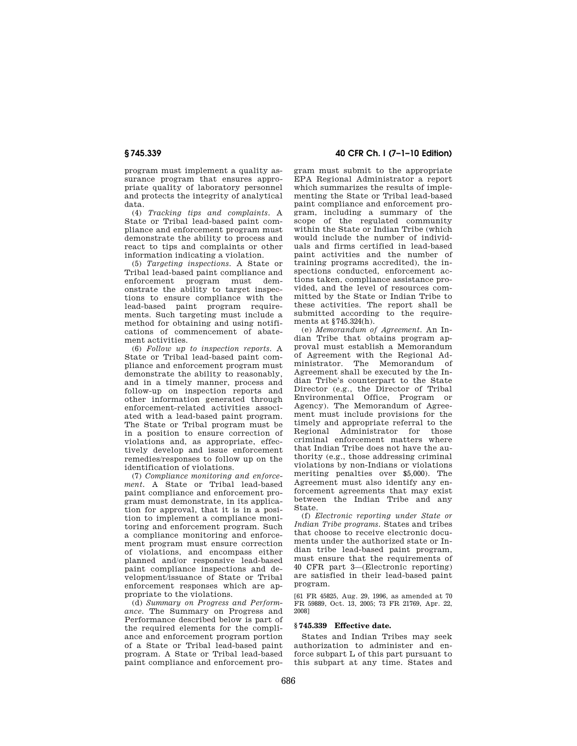program must implement a quality assurance program that ensures appropriate quality of laboratory personnel and protects the integrity of analytical data.

(4) *Tracking tips and complaints.* A State or Tribal lead-based paint compliance and enforcement program must demonstrate the ability to process and react to tips and complaints or other information indicating a violation.

(5) *Targeting inspections.* A State or Tribal lead-based paint compliance and enforcement program must demonstrate the ability to target inspections to ensure compliance with the lead-based paint program requirements. Such targeting must include a method for obtaining and using notifications of commencement of abatement activities.

(6) *Follow up to inspection reports.* A State or Tribal lead-based paint compliance and enforcement program must demonstrate the ability to reasonably, and in a timely manner, process and follow-up on inspection reports and other information generated through enforcement-related activities associated with a lead-based paint program. The State or Tribal program must be in a position to ensure correction of violations and, as appropriate, effectively develop and issue enforcement remedies/responses to follow up on the identification of violations.

(7) *Compliance monitoring and enforcement.* A State or Tribal lead-based paint compliance and enforcement program must demonstrate, in its application for approval, that it is in a position to implement a compliance monitoring and enforcement program. Such a compliance monitoring and enforcement program must ensure correction of violations, and encompass either planned and/or responsive lead-based paint compliance inspections and development/issuance of State or Tribal enforcement responses which are appropriate to the violations.

(d) *Summary on Progress and Performance.* The Summary on Progress and Performance described below is part of the required elements for the compliance and enforcement program portion of a State or Tribal lead-based paint program. A State or Tribal lead-based paint compliance and enforcement program must submit to the appropriate EPA Regional Administrator a report which summarizes the results of implementing the State or Tribal lead-based paint compliance and enforcement program, including a summary of the scope of the regulated community within the State or Indian Tribe (which would include the number of individuals and firms certified in lead-based paint activities and the number of training programs accredited), the inspections conducted, enforcement actions taken, compliance assistance provided, and the level of resources committed by the State or Indian Tribe to these activities. The report shall be submitted according to the requirements at §745.324(h).

(e) *Memorandum of Agreement.* An Indian Tribe that obtains program approval must establish a Memorandum of Agreement with the Regional Administrator. The Memorandum of Agreement shall be executed by the Indian Tribe's counterpart to the State Director (e.g., the Director of Tribal Environmental Office, Program or Agency). The Memorandum of Agreement must include provisions for the timely and appropriate referral to the Regional Administrator for those criminal enforcement matters where that Indian Tribe does not have the authority (e.g., those addressing criminal violations by non-Indians or violations meriting penalties over $5,000). The Agreement must also identify any enforcement agreements that may exist between the Indian Tribe and any State.

(f) *Electronic reporting under State or Indian Tribe programs.* States and tribes that choose to receive electronic documents under the authorized state or Indian tribe lead-based paint program, must ensure that the requirements of 40 CFR part 3—(Electronic reporting) are satisfied in their lead-based paint program.

[61 FR 45825, Aug. 29, 1996, as amended at 70 FR 59889, Oct. 13, 2005; 73 FR 21769, Apr. 22, 2008]

### § 745.339 Effective date.

States and Indian Tribes may seek authorization to administer and enforce subpart L of this part pursuant to this subpart at any time. States and